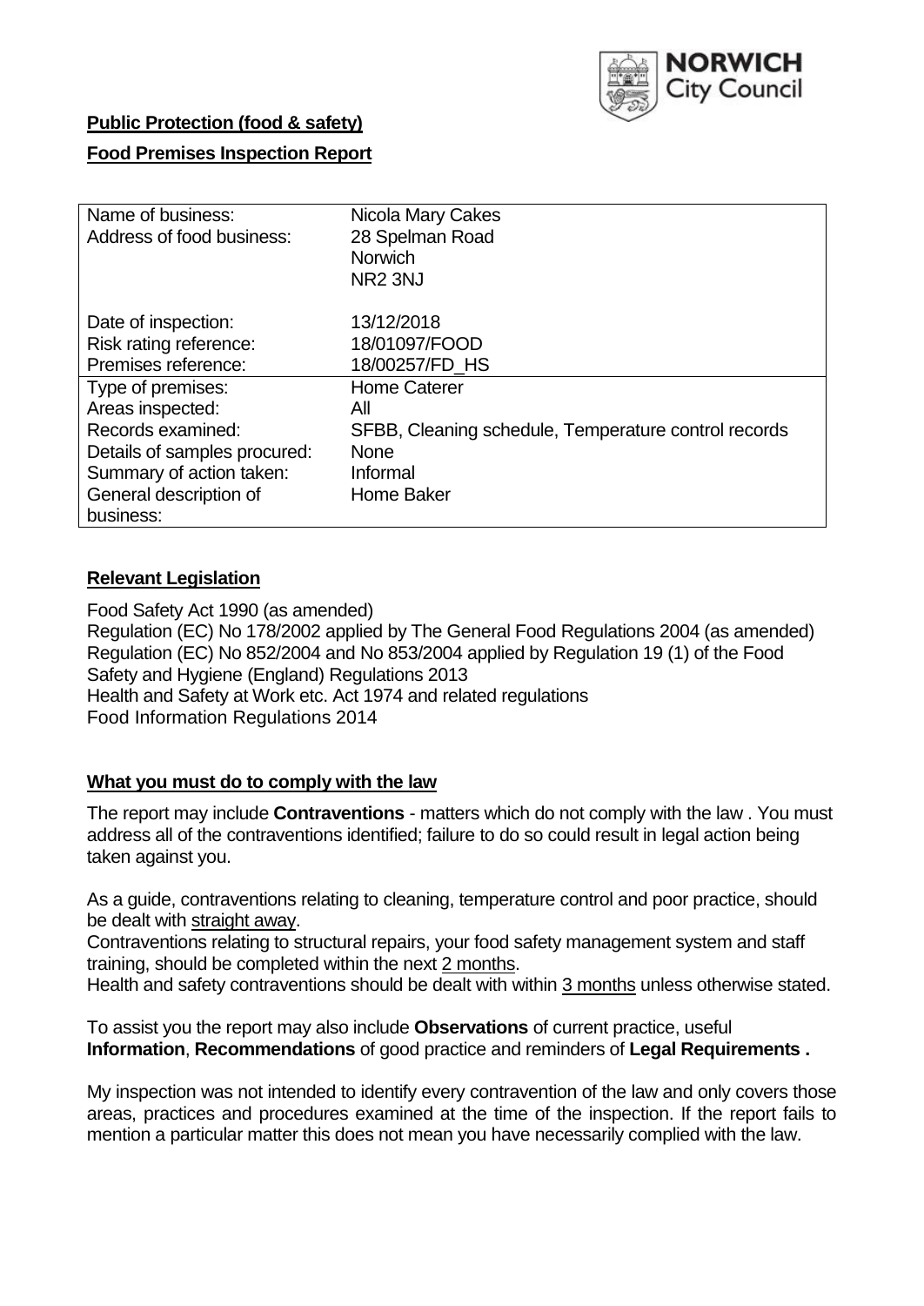**Public Protection (food & safety)**

**Food Premises Inspection Report**

| Name of business: | Nicola Mary Cakes |
|---|---|
| Address of food business: | 28 Spelman Road<br>Norwich<br>NR2 3NJ |
| Date of inspection: | 13/12/2018 |
| Risk rating reference: | 18/01097/FOOD |
| Premises reference: | 18/00257/FD_HS |
| Type of premises: | Home Caterer |
| Areas inspected: | All |
| Records examined: | SFBB, Cleaning schedule, Temperature control records |
| Details of samples procured: | None |
| Summary of action taken: | Informal |
| General description of business: | Home Baker |

## Relevant Legislation

Food Safety Act 1990 (as amended)
Regulation (EC) No 178/2002 applied by The General Food Regulations 2004 (as amended)
Regulation (EC) No 852/2004 and No 853/2004 applied by Regulation 19 (1) of the Food Safety and Hygiene (England) Regulations 2013
Health and Safety at Work etc. Act 1974 and related regulations
Food Information Regulations 2014

## What you must do to comply with the law

The report may include **Contraventions** - matters which do not comply with the law . You must address all of the contraventions identified; failure to do so could result in legal action being taken against you.

As a guide, contraventions relating to cleaning, temperature control and poor practice, should be dealt with straight away.

Contraventions relating to structural repairs, your food safety management system and staff training, should be completed within the next 2 months.

Health and safety contraventions should be dealt with within 3 months unless otherwise stated.

To assist you the report may also include **Observations** of current practice, useful **Information**, **Recommendations** of good practice and reminders of **Legal Requirements .**

My inspection was not intended to identify every contravention of the law and only covers those areas, practices and procedures examined at the time of the inspection. If the report fails to mention a particular matter this does not mean you have necessarily complied with the law.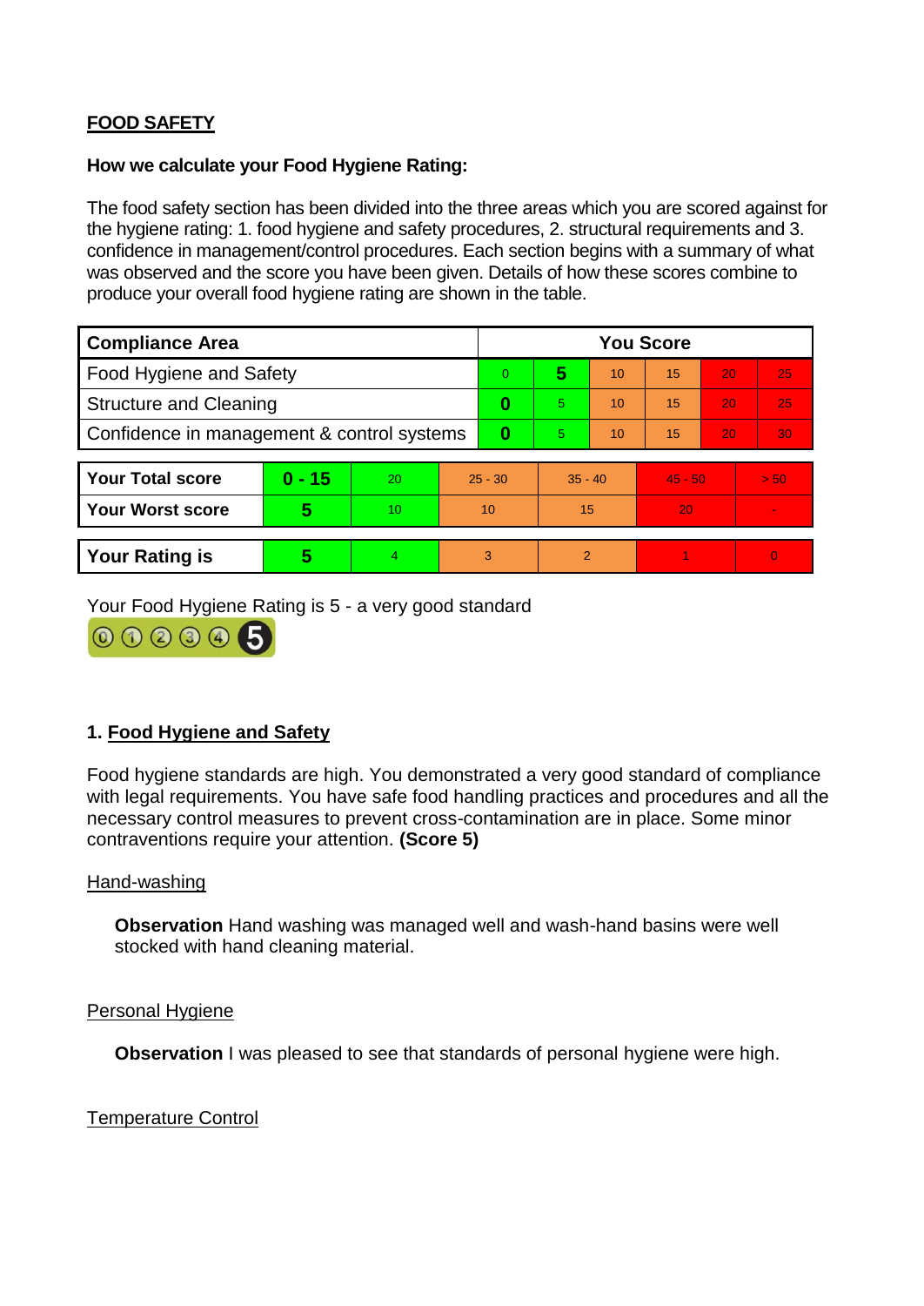## FOOD SAFETY

**How we calculate your Food Hygiene Rating:**

The food safety section has been divided into the three areas which you are scored against for the hygiene rating: 1. food hygiene and safety procedures, 2. structural requirements and 3. confidence in management/control procedures. Each section begins with a summary of what was observed and the score you have been given. Details of how these scores combine to produce your overall food hygiene rating are shown in the table.

| Compliance Area | You Score | | | | | |
|---|---|---|---|---|---|---|
| Food Hygiene and Safety | 0 | **5** | 10 | 15 | 20 | 25 |
| Structure and Cleaning | **0** | 5 | 10 | 15 | 20 | 25 |
| Confidence in management & control systems | **0** | 5 | 10 | 15 | 20 | 30 |

| | | | | | | |
|---|---|---|---|---|---|---|
| **Your Total score** | **0 - 15** | 20 | 25 - 30 | 35 - 40 | 45 - 50 | > 50 |
| **Your Worst score** | **5** | 10 | 10 | 15 | 20 | - |

| | | | | | | |
|---|---|---|---|---|---|---|
| **Your Rating is** | **5** | 4 | 3 | 2 | 1 | 0 |

Your Food Hygiene Rating is 5 - a very good standard

### 1. Food Hygiene and Safety

Food hygiene standards are high. You demonstrated a very good standard of compliance with legal requirements. You have safe food handling practices and procedures and all the necessary control measures to prevent cross-contamination are in place. Some minor contraventions require your attention. **(Score 5)**

#### Hand-washing

**Observation** Hand washing was managed well and wash-hand basins were well stocked with hand cleaning material.

#### Personal Hygiene

**Observation** I was pleased to see that standards of personal hygiene were high.

#### Temperature Control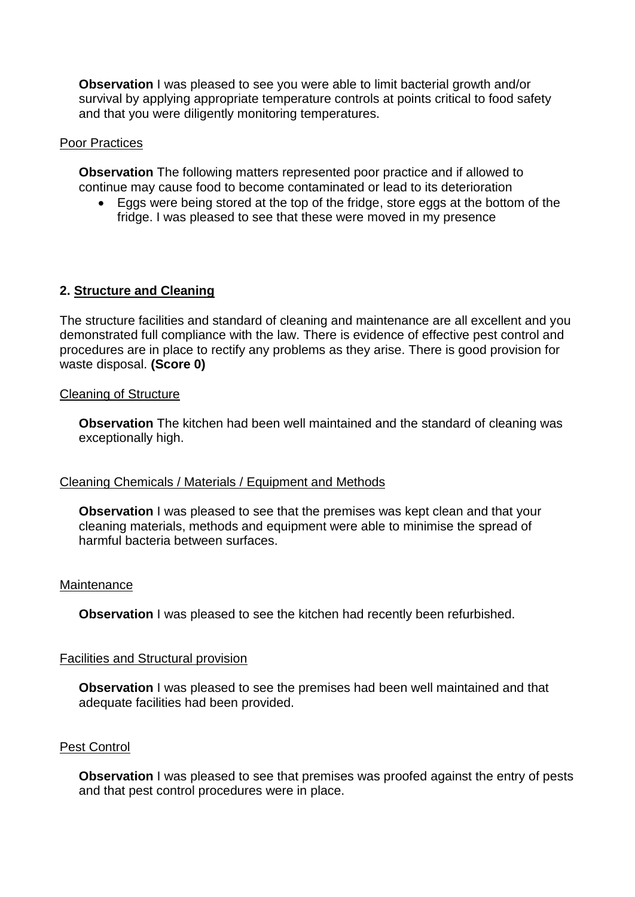**Observation** I was pleased to see you were able to limit bacterial growth and/or survival by applying appropriate temperature controls at points critical to food safety and that you were diligently monitoring temperatures.

Poor Practices

**Observation** The following matters represented poor practice and if allowed to continue may cause food to become contaminated or lead to its deterioration

- Eggs were being stored at the top of the fridge, store eggs at the bottom of the fridge. I was pleased to see that these were moved in my presence

## 2. Structure and Cleaning

The structure facilities and standard of cleaning and maintenance are all excellent and you demonstrated full compliance with the law. There is evidence of effective pest control and procedures are in place to rectify any problems as they arise. There is good provision for waste disposal. **(Score 0)**

Cleaning of Structure

**Observation** The kitchen had been well maintained and the standard of cleaning was exceptionally high.

Cleaning Chemicals / Materials / Equipment and Methods

**Observation** I was pleased to see that the premises was kept clean and that your cleaning materials, methods and equipment were able to minimise the spread of harmful bacteria between surfaces.

Maintenance

**Observation** I was pleased to see the kitchen had recently been refurbished.

Facilities and Structural provision

**Observation** I was pleased to see the premises had been well maintained and that adequate facilities had been provided.

Pest Control

**Observation** I was pleased to see that premises was proofed against the entry of pests and that pest control procedures were in place.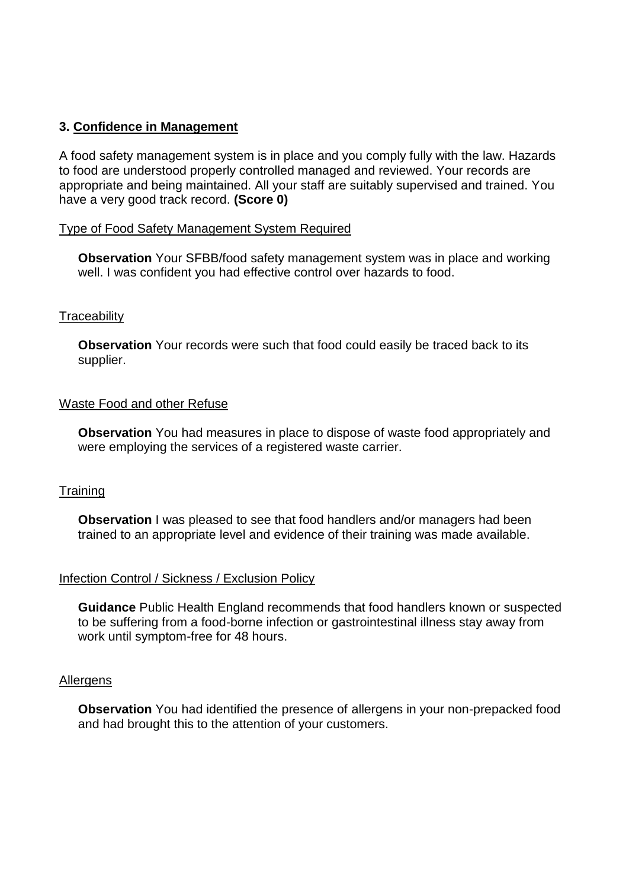### 3. Confidence in Management

A food safety management system is in place and you comply fully with the law. Hazards to food are understood properly controlled managed and reviewed. Your records are appropriate and being maintained. All your staff are suitably supervised and trained. You have a very good track record. **(Score 0)**

Type of Food Safety Management System Required

**Observation** Your SFBB/food safety management system was in place and working well. I was confident you had effective control over hazards to food.

Traceability

**Observation** Your records were such that food could easily be traced back to its supplier.

Waste Food and other Refuse

**Observation** You had measures in place to dispose of waste food appropriately and were employing the services of a registered waste carrier.

Training

**Observation** I was pleased to see that food handlers and/or managers had been trained to an appropriate level and evidence of their training was made available.

Infection Control / Sickness / Exclusion Policy

**Guidance** Public Health England recommends that food handlers known or suspected to be suffering from a food-borne infection or gastrointestinal illness stay away from work until symptom-free for 48 hours.

Allergens

**Observation** You had identified the presence of allergens in your non-prepacked food and had brought this to the attention of your customers.